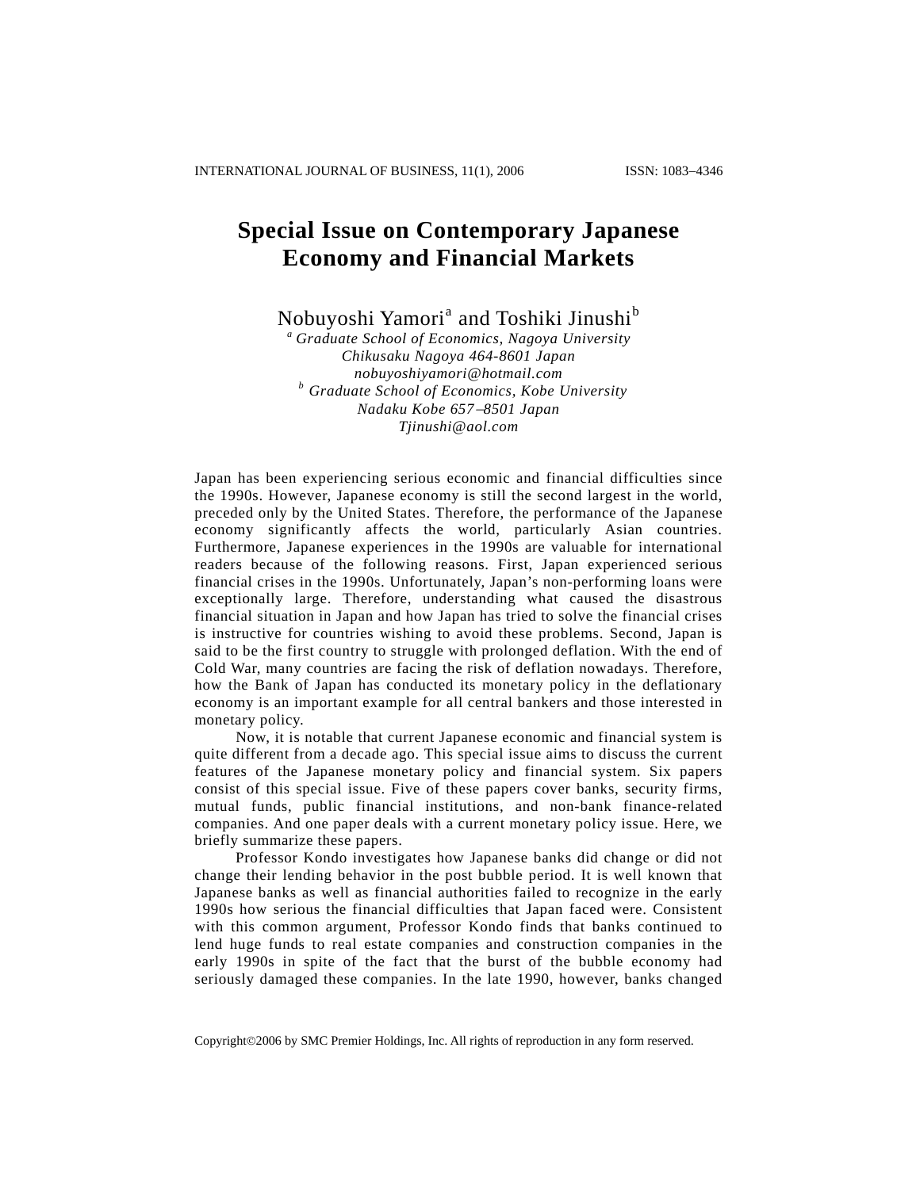# Special Issue on Contemporary Japanese Economy and Financial Markets

Nobuyoshi Yamori[a] and Toshiki Jinushi[b]

[a] *Graduate School of Economics, Nagoya University*
*Chikusaku Nagoya 464-8601 Japan*
*nobuyoshiyamori@hotmail.com*

[b] *Graduate School of Economics, Kobe University*
*Nadaku Kobe 657–8501 Japan*
*Tjinushi@aol.com*

Japan has been experiencing serious economic and financial difficulties since the 1990s. However, Japanese economy is still the second largest in the world, preceded only by the United States. Therefore, the performance of the Japanese economy significantly affects the world, particularly Asian countries. Furthermore, Japanese experiences in the 1990s are valuable for international readers because of the following reasons. First, Japan experienced serious financial crises in the 1990s. Unfortunately, Japan's non-performing loans were exceptionally large. Therefore, understanding what caused the disastrous financial situation in Japan and how Japan has tried to solve the financial crises is instructive for countries wishing to avoid these problems. Second, Japan is said to be the first country to struggle with prolonged deflation. With the end of Cold War, many countries are facing the risk of deflation nowadays. Therefore, how the Bank of Japan has conducted its monetary policy in the deflationary economy is an important example for all central bankers and those interested in monetary policy.

Now, it is notable that current Japanese economic and financial system is quite different from a decade ago. This special issue aims to discuss the current features of the Japanese monetary policy and financial system. Six papers consist of this special issue. Five of these papers cover banks, security firms, mutual funds, public financial institutions, and non-bank finance-related companies. And one paper deals with a current monetary policy issue. Here, we briefly summarize these papers.

Professor Kondo investigates how Japanese banks did change or did not change their lending behavior in the post bubble period. It is well known that Japanese banks as well as financial authorities failed to recognize in the early 1990s how serious the financial difficulties that Japan faced were. Consistent with this common argument, Professor Kondo finds that banks continued to lend huge funds to real estate companies and construction companies in the early 1990s in spite of the fact that the burst of the bubble economy had seriously damaged these companies. In the late 1990, however, banks changed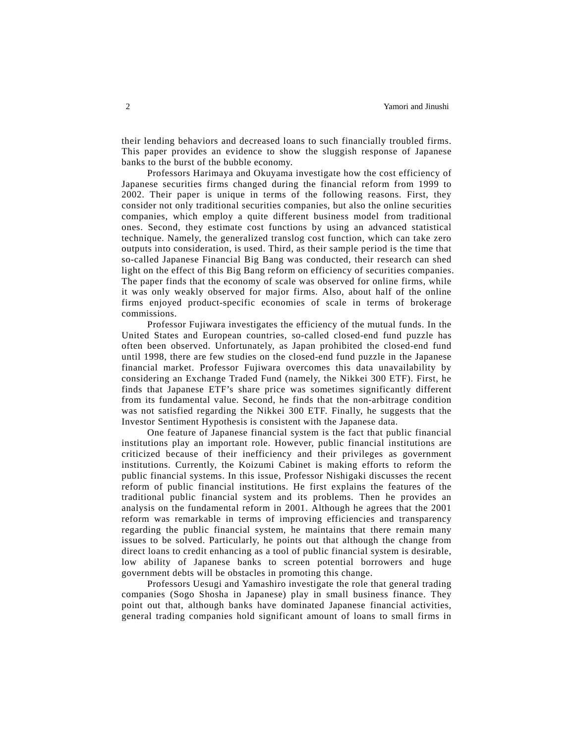their lending behaviors and decreased loans to such financially troubled firms. This paper provides an evidence to show the sluggish response of Japanese banks to the burst of the bubble economy.

Professors Harimaya and Okuyama investigate how the cost efficiency of Japanese securities firms changed during the financial reform from 1999 to 2002. Their paper is unique in terms of the following reasons. First, they consider not only traditional securities companies, but also the online securities companies, which employ a quite different business model from traditional ones. Second, they estimate cost functions by using an advanced statistical technique. Namely, the generalized translog cost function, which can take zero outputs into consideration, is used. Third, as their sample period is the time that so-called Japanese Financial Big Bang was conducted, their research can shed light on the effect of this Big Bang reform on efficiency of securities companies. The paper finds that the economy of scale was observed for online firms, while it was only weakly observed for major firms. Also, about half of the online firms enjoyed product-specific economies of scale in terms of brokerage commissions.

Professor Fujiwara investigates the efficiency of the mutual funds. In the United States and European countries, so-called closed-end fund puzzle has often been observed. Unfortunately, as Japan prohibited the closed-end fund until 1998, there are few studies on the closed-end fund puzzle in the Japanese financial market. Professor Fujiwara overcomes this data unavailability by considering an Exchange Traded Fund (namely, the Nikkei 300 ETF). First, he finds that Japanese ETF's share price was sometimes significantly different from its fundamental value. Second, he finds that the non-arbitrage condition was not satisfied regarding the Nikkei 300 ETF. Finally, he suggests that the Investor Sentiment Hypothesis is consistent with the Japanese data.

One feature of Japanese financial system is the fact that public financial institutions play an important role. However, public financial institutions are criticized because of their inefficiency and their privileges as government institutions. Currently, the Koizumi Cabinet is making efforts to reform the public financial systems. In this issue, Professor Nishigaki discusses the recent reform of public financial institutions. He first explains the features of the traditional public financial system and its problems. Then he provides an analysis on the fundamental reform in 2001. Although he agrees that the 2001 reform was remarkable in terms of improving efficiencies and transparency regarding the public financial system, he maintains that there remain many issues to be solved. Particularly, he points out that although the change from direct loans to credit enhancing as a tool of public financial system is desirable, low ability of Japanese banks to screen potential borrowers and huge government debts will be obstacles in promoting this change.

Professors Uesugi and Yamashiro investigate the role that general trading companies (Sogo Shosha in Japanese) play in small business finance. They point out that, although banks have dominated Japanese financial activities, general trading companies hold significant amount of loans to small firms in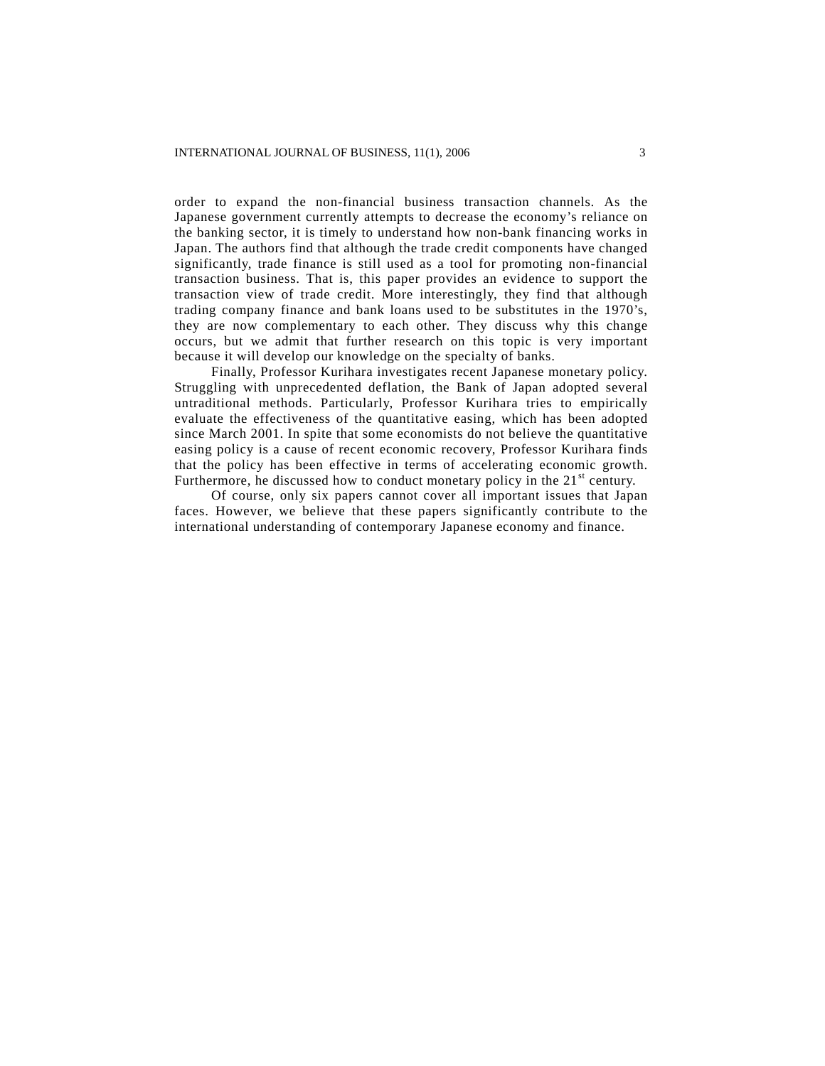order to expand the non-financial business transaction channels. As the Japanese government currently attempts to decrease the economy's reliance on the banking sector, it is timely to understand how non-bank financing works in Japan. The authors find that although the trade credit components have changed significantly, trade finance is still used as a tool for promoting non-financial transaction business. That is, this paper provides an evidence to support the transaction view of trade credit. More interestingly, they find that although trading company finance and bank loans used to be substitutes in the 1970's, they are now complementary to each other. They discuss why this change occurs, but we admit that further research on this topic is very important because it will develop our knowledge on the specialty of banks.

Finally, Professor Kurihara investigates recent Japanese monetary policy. Struggling with unprecedented deflation, the Bank of Japan adopted several untraditional methods. Particularly, Professor Kurihara tries to empirically evaluate the effectiveness of the quantitative easing, which has been adopted since March 2001. In spite that some economists do not believe the quantitative easing policy is a cause of recent economic recovery, Professor Kurihara finds that the policy has been effective in terms of accelerating economic growth. Furthermore, he discussed how to conduct monetary policy in the 21st century.

Of course, only six papers cannot cover all important issues that Japan faces. However, we believe that these papers significantly contribute to the international understanding of contemporary Japanese economy and finance.